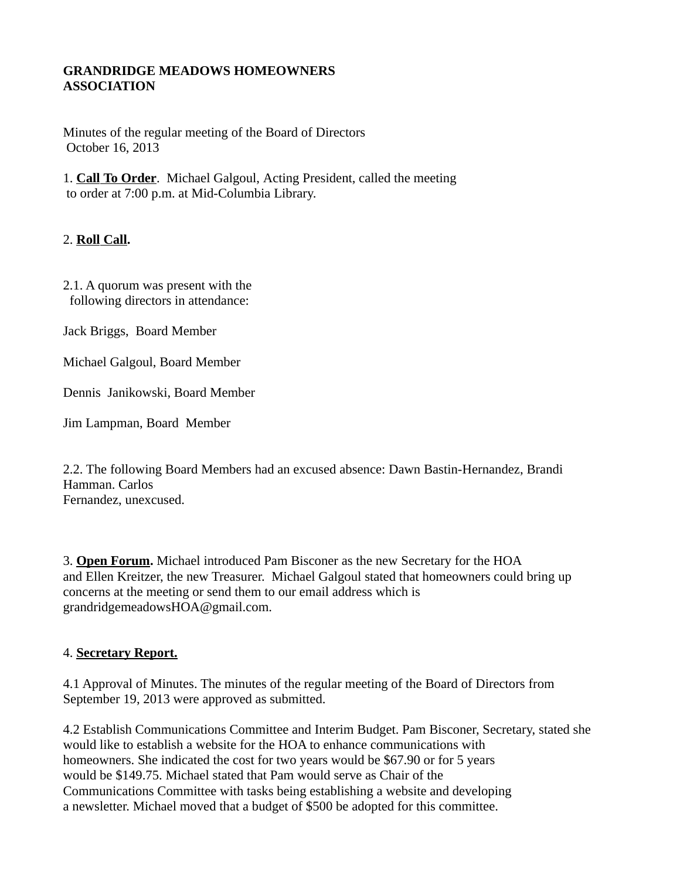**GRANDRIDGE MEADOWS HOMEOWNERS ASSOCIATION**

Minutes of the regular meeting of the Board of Directors
October 16, 2013

1. **Call To Order**. Michael Galgoul, Acting President, called the meeting to order at 7:00 p.m. at Mid-Columbia Library.

2. **Roll Call.**

2.1. A quorum was present with the following directors in attendance:

Jack Briggs, Board Member

Michael Galgoul, Board Member

Dennis Janikowski, Board Member

Jim Lampman, Board Member

2.2. The following Board Members had an excused absence: Dawn Bastin-Hernandez, Brandi Hamman. Carlos Fernandez, unexcused.

3. **Open Forum.** Michael introduced Pam Bisconer as the new Secretary for the HOA and Ellen Kreitzer, the new Treasurer. Michael Galgoul stated that homeowners could bring up concerns at the meeting or send them to our email address which is grandridgemeadowsHOA@gmail.com.

4. **Secretary Report.**

4.1 Approval of Minutes. The minutes of the regular meeting of the Board of Directors from September 19, 2013 were approved as submitted.

4.2 Establish Communications Committee and Interim Budget. Pam Bisconer, Secretary, stated she would like to establish a website for the HOA to enhance communications with homeowners. She indicated the cost for two years would be $67.90 or for 5 years would be $149.75. Michael stated that Pam would serve as Chair of the Communications Committee with tasks being establishing a website and developing a newsletter. Michael moved that a budget of $500 be adopted for this committee.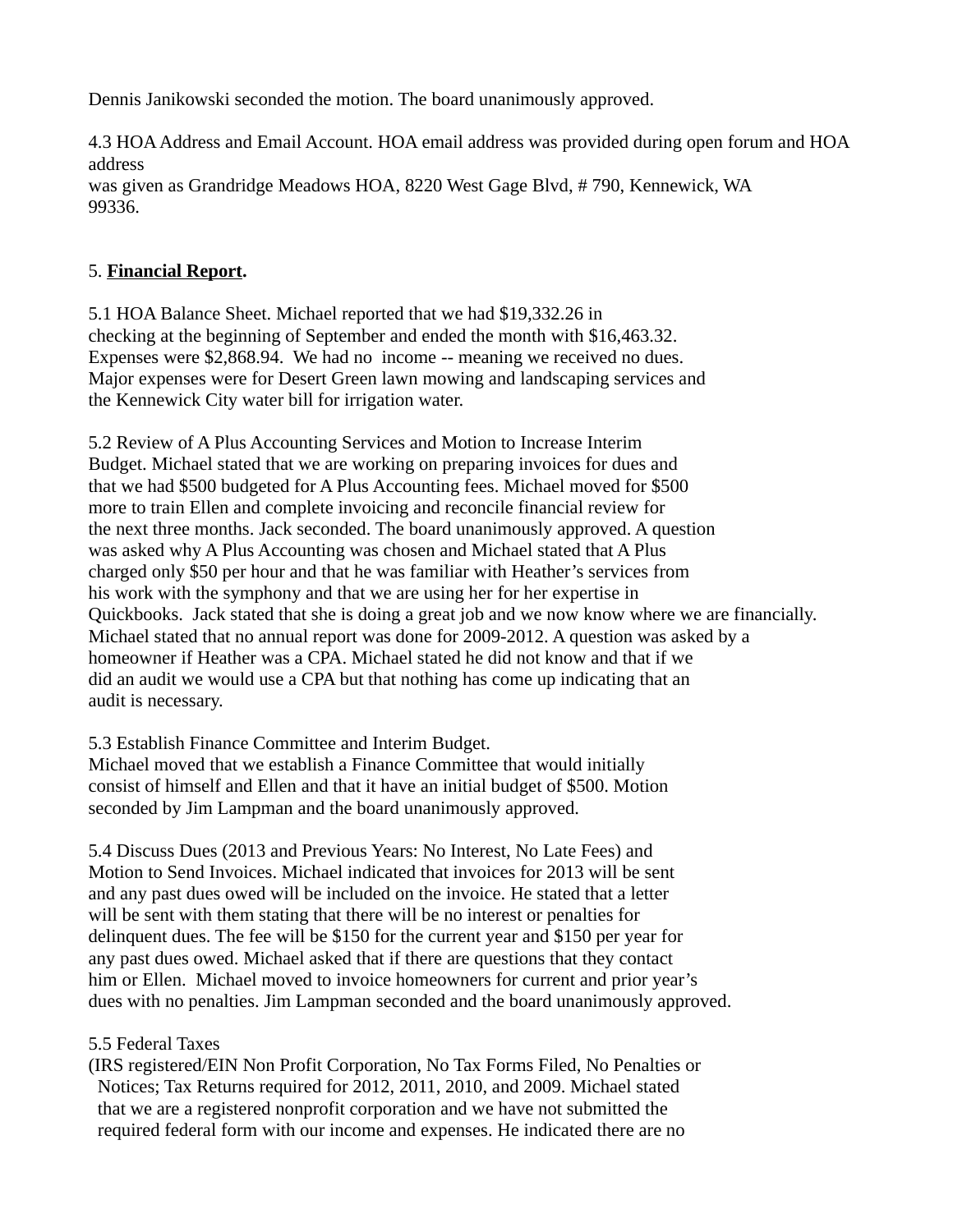Dennis Janikowski seconded the motion. The board unanimously approved.

4.3 HOA Address and Email Account. HOA email address was provided during open forum and HOA address was given as Grandridge Meadows HOA, 8220 West Gage Blvd, # 790, Kennewick, WA 99336.

5. **Financial Report.**

5.1 HOA Balance Sheet. Michael reported that we had $19,332.26 in checking at the beginning of September and ended the month with $16,463.32. Expenses were $2,868.94. We had no income -- meaning we received no dues. Major expenses were for Desert Green lawn mowing and landscaping services and the Kennewick City water bill for irrigation water.

5.2 Review of A Plus Accounting Services and Motion to Increase Interim Budget. Michael stated that we are working on preparing invoices for dues and that we had $500 budgeted for A Plus Accounting fees. Michael moved for $500 more to train Ellen and complete invoicing and reconcile financial review for the next three months. Jack seconded. The board unanimously approved. A question was asked why A Plus Accounting was chosen and Michael stated that A Plus charged only $50 per hour and that he was familiar with Heather's services from his work with the symphony and that we are using her for her expertise in Quickbooks. Jack stated that she is doing a great job and we now know where we are financially. Michael stated that no annual report was done for 2009-2012. A question was asked by a homeowner if Heather was a CPA. Michael stated he did not know and that if we did an audit we would use a CPA but that nothing has come up indicating that an audit is necessary.

5.3 Establish Finance Committee and Interim Budget.
Michael moved that we establish a Finance Committee that would initially consist of himself and Ellen and that it have an initial budget of $500. Motion seconded by Jim Lampman and the board unanimously approved.

5.4 Discuss Dues (2013 and Previous Years: No Interest, No Late Fees) and Motion to Send Invoices. Michael indicated that invoices for 2013 will be sent and any past dues owed will be included on the invoice. He stated that a letter will be sent with them stating that there will be no interest or penalties for delinquent dues. The fee will be $150 for the current year and $150 per year for any past dues owed. Michael asked that if there are questions that they contact him or Ellen. Michael moved to invoice homeowners for current and prior year's dues with no penalties. Jim Lampman seconded and the board unanimously approved.

5.5 Federal Taxes
(IRS registered/EIN Non Profit Corporation, No Tax Forms Filed, No Penalties or Notices; Tax Returns required for 2012, 2011, 2010, and 2009. Michael stated that we are a registered nonprofit corporation and we have not submitted the required federal form with our income and expenses. He indicated there are no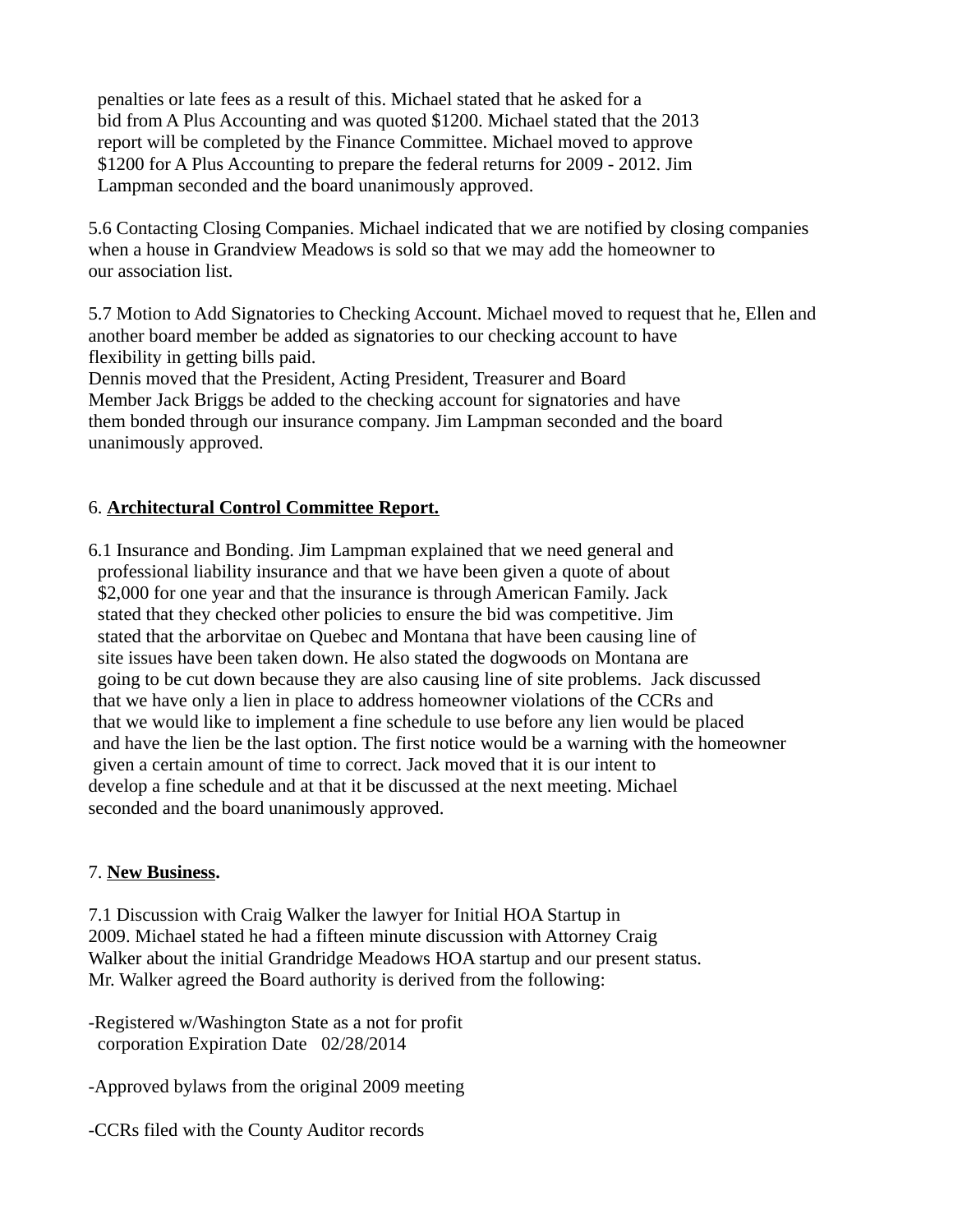penalties or late fees as a result of this. Michael stated that he asked for a bid from A Plus Accounting and was quoted $1200. Michael stated that the 2013 report will be completed by the Finance Committee. Michael moved to approve $1200 for A Plus Accounting to prepare the federal returns for 2009 - 2012. Jim Lampman seconded and the board unanimously approved.

5.6 Contacting Closing Companies. Michael indicated that we are notified by closing companies when a house in Grandview Meadows is sold so that we may add the homeowner to our association list.

5.7 Motion to Add Signatories to Checking Account. Michael moved to request that he, Ellen and another board member be added as signatories to our checking account to have flexibility in getting bills paid.
Dennis moved that the President, Acting President, Treasurer and Board Member Jack Briggs be added to the checking account for signatories and have them bonded through our insurance company. Jim Lampman seconded and the board unanimously approved.

6. **Architectural Control Committee Report.**

6.1 Insurance and Bonding. Jim Lampman explained that we need general and professional liability insurance and that we have been given a quote of about $2,000 for one year and that the insurance is through American Family. Jack stated that they checked other policies to ensure the bid was competitive. Jim stated that the arborvitae on Quebec and Montana that have been causing line of site issues have been taken down. He also stated the dogwoods on Montana are going to be cut down because they are also causing line of site problems. Jack discussed that we have only a lien in place to address homeowner violations of the CCRs and that we would like to implement a fine schedule to use before any lien would be placed and have the lien be the last option. The first notice would be a warning with the homeowner given a certain amount of time to correct. Jack moved that it is our intent to develop a fine schedule and at that it be discussed at the next meeting. Michael seconded and the board unanimously approved.

7. **New Business.**

7.1 Discussion with Craig Walker the lawyer for Initial HOA Startup in 2009. Michael stated he had a fifteen minute discussion with Attorney Craig Walker about the initial Grandridge Meadows HOA startup and our present status. Mr. Walker agreed the Board authority is derived from the following:

-Registered w/Washington State as a not for profit corporation Expiration Date 02/28/2014

-Approved bylaws from the original 2009 meeting

-CCRs filed with the County Auditor records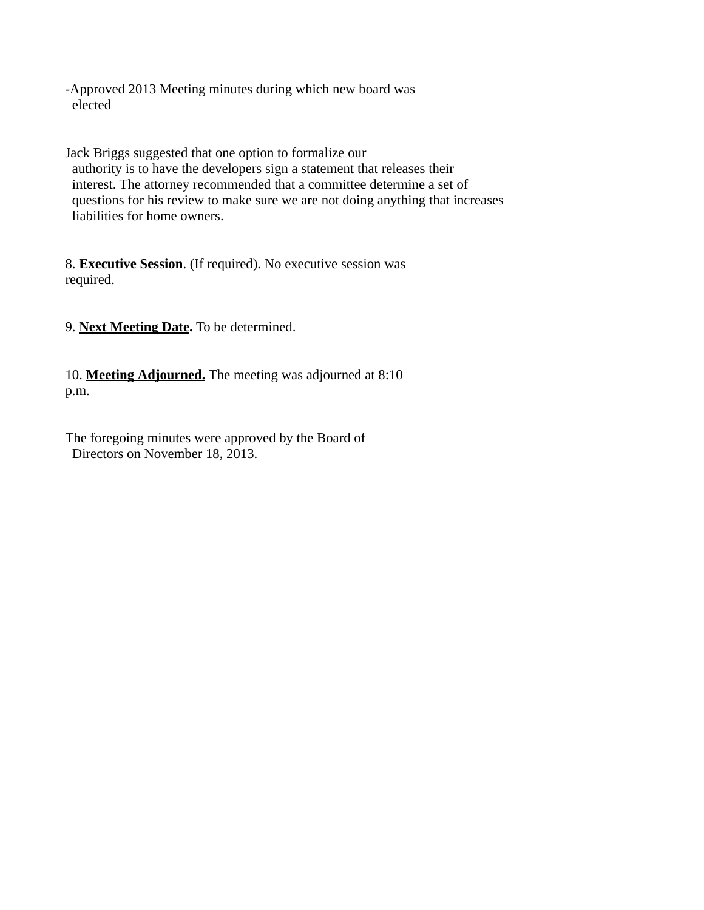-Approved 2013 Meeting minutes during which new board was elected

Jack Briggs suggested that one option to formalize our authority is to have the developers sign a statement that releases their interest. The attorney recommended that a committee determine a set of questions for his review to make sure we are not doing anything that increases liabilities for home owners.

8. **Executive Session**. (If required). No executive session was required.

9. **Next Meeting Date.** To be determined.

10. **Meeting Adjourned.** The meeting was adjourned at 8:10 p.m.

The foregoing minutes were approved by the Board of Directors on November 18, 2013.